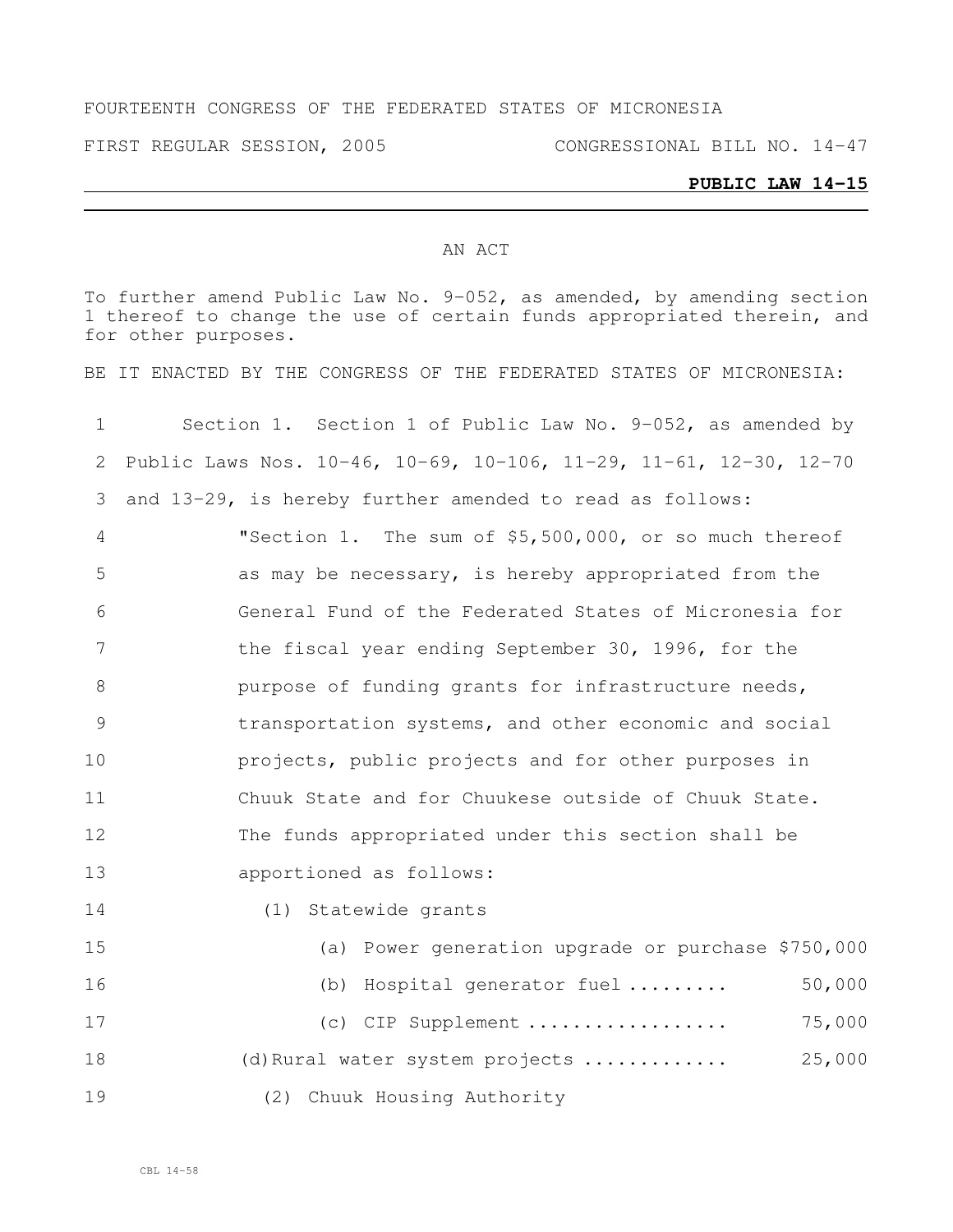FOURTEENTH CONGRESS OF THE FEDERATED STATES OF MICRONESIA

FIRST REGULAR SESSION, 2005 CONGRESSIONAL BILL NO. 14-47

**PUBLIC LAW 14-15**

AN ACT

To further amend Public Law No. 9-052, as amended, by amending section 1 thereof to change the use of certain funds appropriated therein, and for other purposes.

BE IT ENACTED BY THE CONGRESS OF THE FEDERATED STATES OF MICRONESIA:

1 Section 1. Section 1 of Public Law No. 9-052, as amended by
2 Public Laws Nos. 10-46, 10-69, 10-106, 11-29, 11-61, 12-30, 12-70
3 and 13-29, is hereby further amended to read as follows:
4 "Section 1. The sum of $5,500,000, or so much thereof
5 as may be necessary, is hereby appropriated from the
6 General Fund of the Federated States of Micronesia for
7 the fiscal year ending September 30, 1996, for the
8 purpose of funding grants for infrastructure needs,
9 transportation systems, and other economic and social
10 projects, public projects and for other purposes in
11 Chuuk State and for Chuukese outside of Chuuk State.
12 The funds appropriated under this section shall be
13 apportioned as follows:
14 (1) Statewide grants
15 (a) Power generation upgrade or purchase $750,000
16 (b) Hospital generator fuel ......... 50,000
17 (c) CIP Supplement .................. 75,000
18 (d) Rural water system projects ............ 25,000
19 (2) Chuuk Housing Authority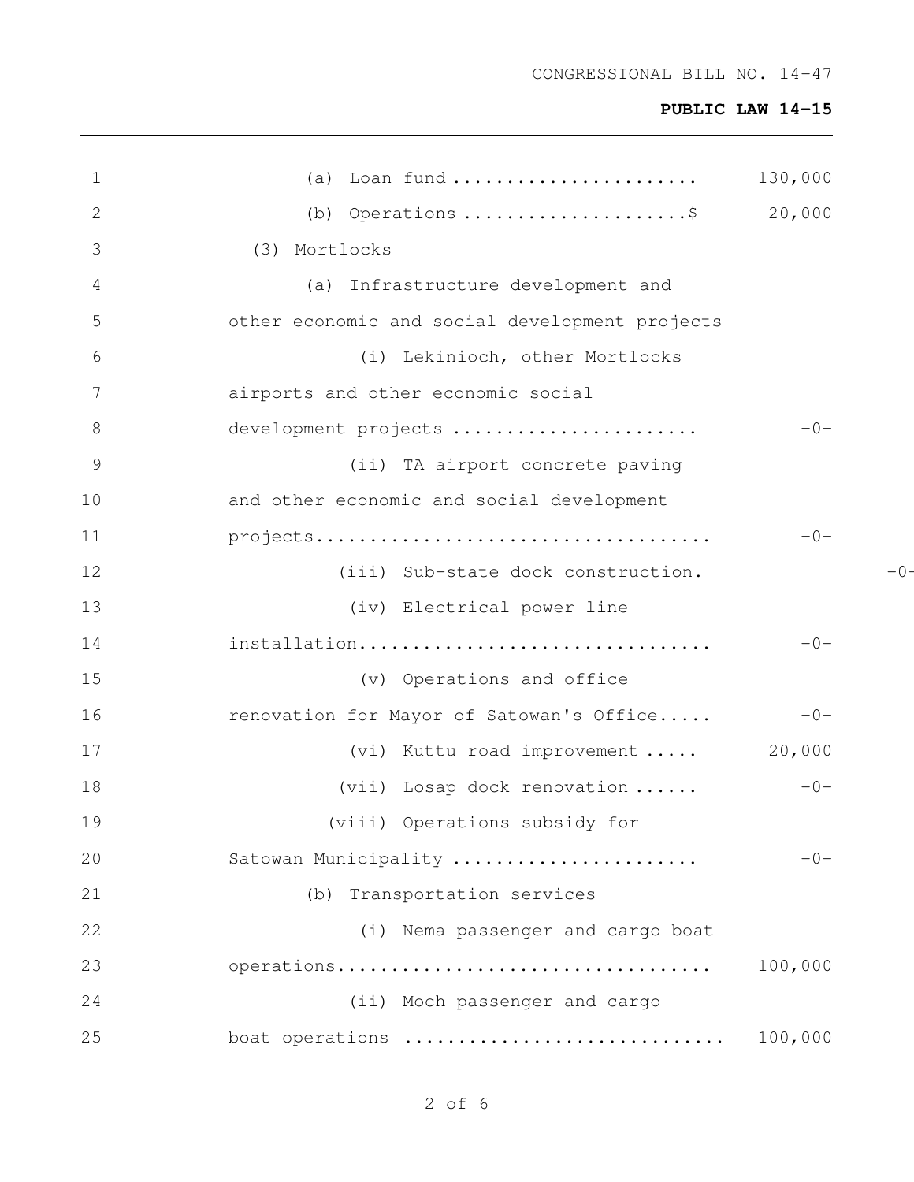(a) Loan fund ....................... 130,000

(b) Operations .....................$ 20,000

(3) Mortlocks

(a) Infrastructure development and other economic and social development projects

(i) Lekinioch, other Mortlocks airports and other economic social development projects ....................... -0-

(ii) TA airport concrete paving and other economic and social development projects..................................... -0-

(iii) Sub-state dock construction. -0-

(iv) Electrical power line installation................................. -0-

(v) Operations and office renovation for Mayor of Satowan's Office..... -0-

(vi) Kuttu road improvement ..... 20,000

(vii) Losap dock renovation ...... -0-

(viii) Operations subsidy for Satowan Municipality ....................... -0-

(b) Transportation services

(i) Nema passenger and cargo boat operations................................... 100,000

(ii) Moch passenger and cargo boat operations ............................ 100,000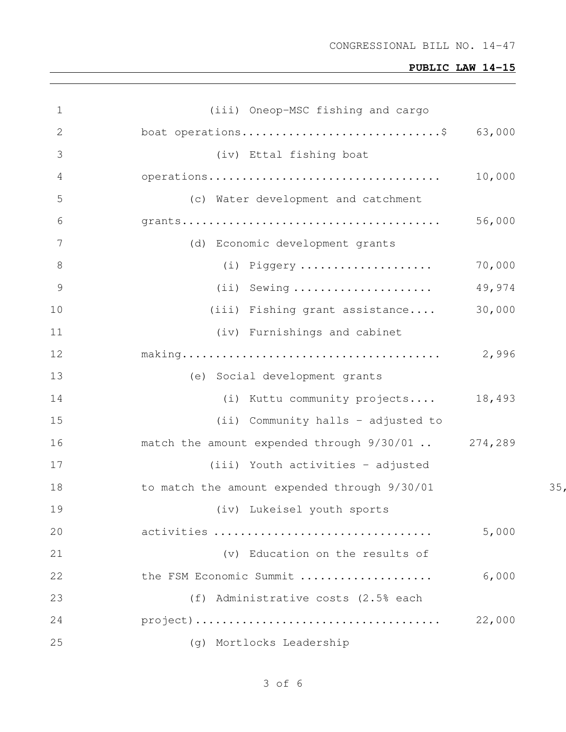| | | |
|---|---|---|
| 1 | (iii) Oneop-MSC fishing and cargo | |
| 2 | boat operations..............................$ | 63,000 |
| 3 | (iv) Ettal fishing boat | |
| 4 | operations................................... | 10,000 |
| 5 | (c) Water development and catchment | |
| 6 | grants....................................... | 56,000 |
| 7 | (d) Economic development grants | |
| 8 | (i) Piggery .................... | 70,000 |
| 9 | (ii) Sewing ..................... | 49,974 |
| 10 | (iii) Fishing grant assistance.... | 30,000 |
| 11 | (iv) Furnishings and cabinet | |
| 12 | making....................................... | 2,996 |
| 13 | (e) Social development grants | |
| 14 | (i) Kuttu community projects.... | 18,493 |
| 15 | (ii) Community halls - adjusted to | |
| 16 | match the amount expended through 9/30/01 .. | 274,289 |
| 17 | (iii) Youth activities - adjusted | |
| 18 | to match the amount expended through 9/30/01 | 35, |
| 19 | (iv) Lukeisel youth sports | |
| 20 | activities ................................ | 5,000 |
| 21 | (v) Education on the results of | |
| 22 | the FSM Economic Summit ................... | 6,000 |
| 23 | (f) Administrative costs (2.5% each | |
| 24 | project).................................... | 22,000 |
| 25 | (g) Mortlocks Leadership | |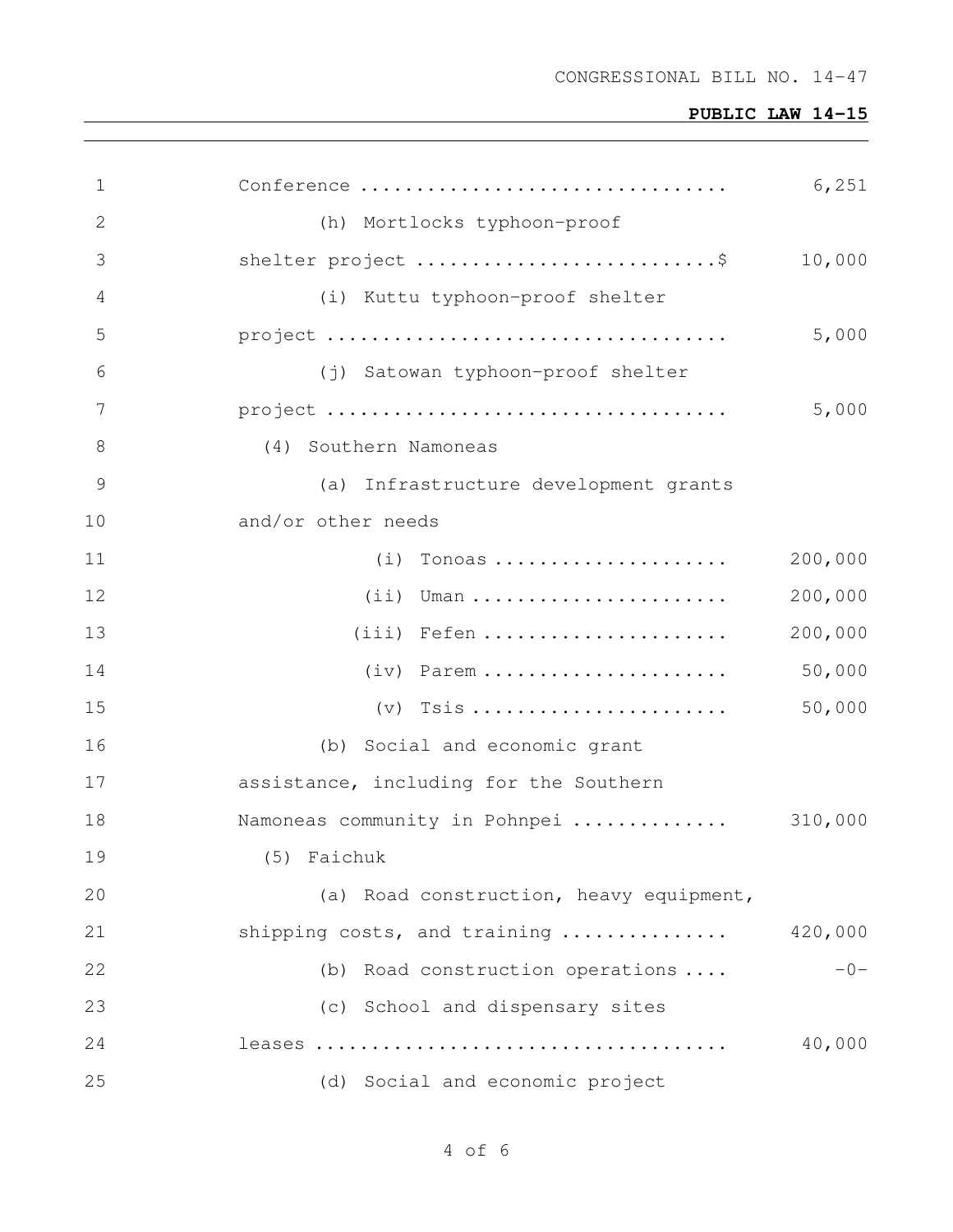| | |
|---|---|
| Conference | 6,251 |
| (h) Mortlocks typhoon-proof shelter project $ | 10,000 |
| (i) Kuttu typhoon-proof shelter project | 5,000 |
| (j) Satowan typhoon-proof shelter project | 5,000 |
| (4) Southern Namoneas | |
| (a) Infrastructure development grants and/or other needs | |
| (i) Tonoas | 200,000 |
| (ii) Uman | 200,000 |
| (iii) Fefen | 200,000 |
| (iv) Parem | 50,000 |
| (v) Tsis | 50,000 |
| (b) Social and economic grant assistance, including for the Southern Namoneas community in Pohnpei | 310,000 |
| (5) Faichuk | |
| (a) Road construction, heavy equipment, shipping costs, and training | 420,000 |
| (b) Road construction operations | -0- |
| (c) School and dispensary sites leases | 40,000 |
| (d) Social and economic project | |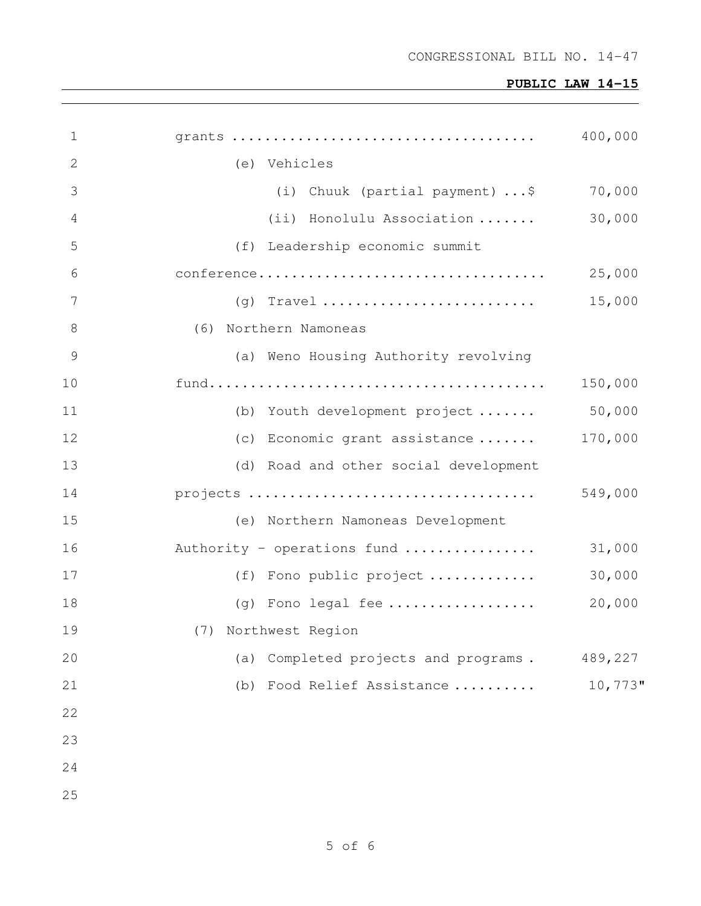grants ..................................... 400,000

(e) Vehicles

(i) Chuuk (partial payment) ...$ 70,000

(ii) Honolulu Association ....... 30,000

(f) Leadership economic summit conference.................................. 25,000

(g) Travel .......................... 15,000

(6) Northern Namoneas

(a) Weno Housing Authority revolving fund........................................ 150,000

(b) Youth development project ....... 50,000

(c) Economic grant assistance ....... 170,000

(d) Road and other social development projects .................................. 549,000

(e) Northern Namoneas Development Authority - operations fund ................ 31,000

(f) Fono public project ............. 30,000

(g) Fono legal fee .................. 20,000

(7) Northwest Region

(a) Completed projects and programs . 489,227

(b) Food Relief Assistance .......... 10,773"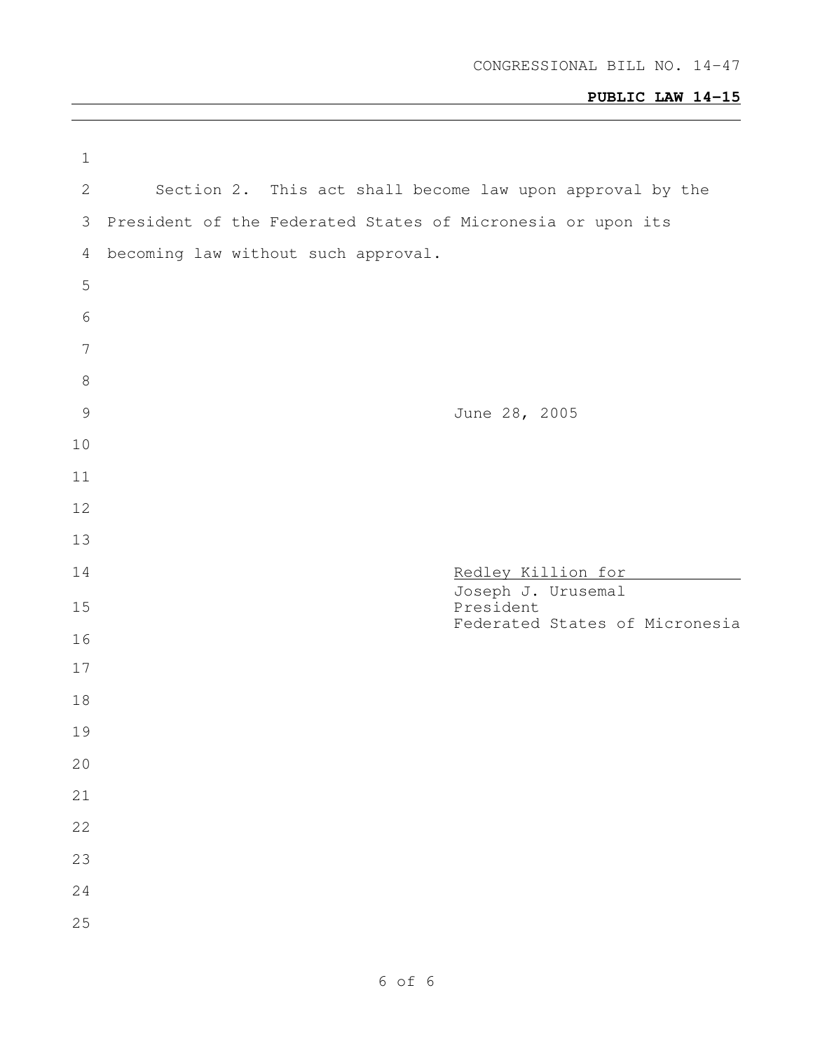Section 2. This act shall become law upon approval by the President of the Federated States of Micronesia or upon its becoming law without such approval.

June 28, 2005

Redley Killion for
Joseph J. Urusemal
President
Federated States of Micronesia